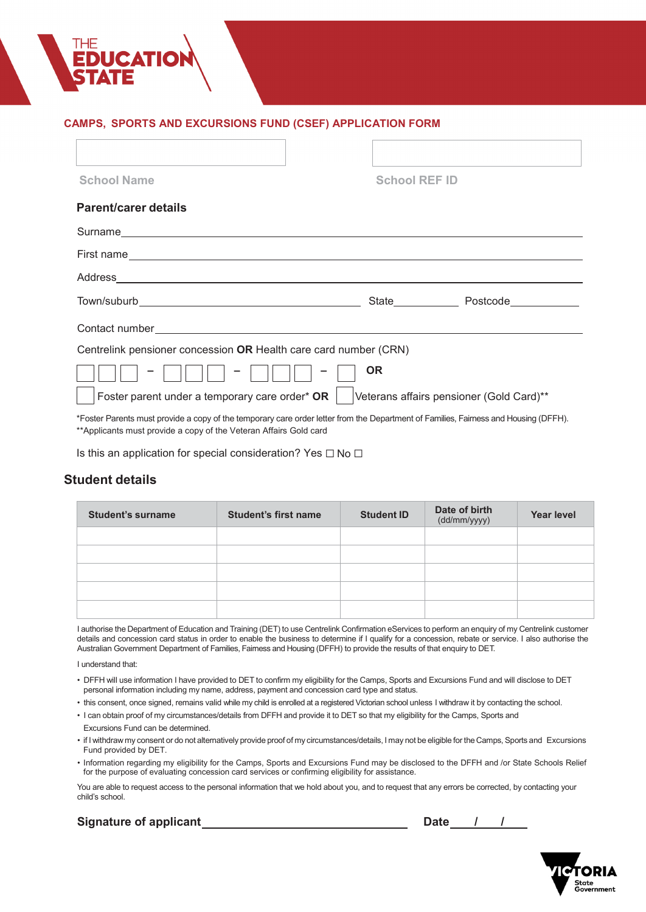THE EDUCATION STATE

## CAMPS, SPORTS AND EXCURSIONS FUND (CSEF) APPLICATION FORM

School Name ____________________ School REF ID ____________________

### Parent/carer details

Surname ______________________________

First name ______________________________

Address ______________________________

Town/suburb ____________________ State __________ Postcode __________

Contact number ______________________________

Centrelink pensioner concession **OR** Health care card number (CRN)

☐☐☐ – ☐☐☐ – ☐☐☐ – ☐ **OR**

☐ Foster parent under a temporary care order* **OR** ☐ Veterans affairs pensioner (Gold Card)**

*Foster Parents must provide a copy of the temporary care order letter from the Department of Families, Fairness and Housing (DFFH).
**Applicants must provide a copy of the Veteran Affairs Gold card

Is this an application for special consideration? Yes ☐ No ☐

## Student details

| Student's surname | Student's first name | Student ID | Date of birth (dd/mm/yyyy) | Year level |
|---|---|---|---|---|
| | | | | |
| | | | | |
| | | | | |
| | | | | |
| | | | | |

I authorise the Department of Education and Training (DET) to use Centrelink Confirmation eServices to perform an enquiry of my Centrelink customer details and concession card status in order to enable the business to determine if I qualify for a concession, rebate or service. I also authorise the Australian Government Department of Families, Fairness and Housing (DFFH) to provide the results of that enquiry to DET.

I understand that:

- DFFH will use information I have provided to DET to confirm my eligibility for the Camps, Sports and Excursions Fund and will disclose to DET personal information including my name, address, payment and concession card type and status.
- this consent, once signed, remains valid while my child is enrolled at a registered Victorian school unless I withdraw it by contacting the school.
- I can obtain proof of my circumstances/details from DFFH and provide it to DET so that my eligibility for the Camps, Sports and Excursions Fund can be determined.
- if I withdraw my consent or do not alternatively provide proof of my circumstances/details, I may not be eligible for the Camps, Sports and Excursions Fund provided by DET.
- Information regarding my eligibility for the Camps, Sports and Excursions Fund may be disclosed to the DFFH and /or State Schools Relief for the purpose of evaluating concession card services or confirming eligibility for assistance.

You are able to request access to the personal information that we hold about you, and to request that any errors be corrected, by contacting your child's school.

**Signature of applicant** ______________________________ **Date** ___ / ___ / ___

VICTORIA State Government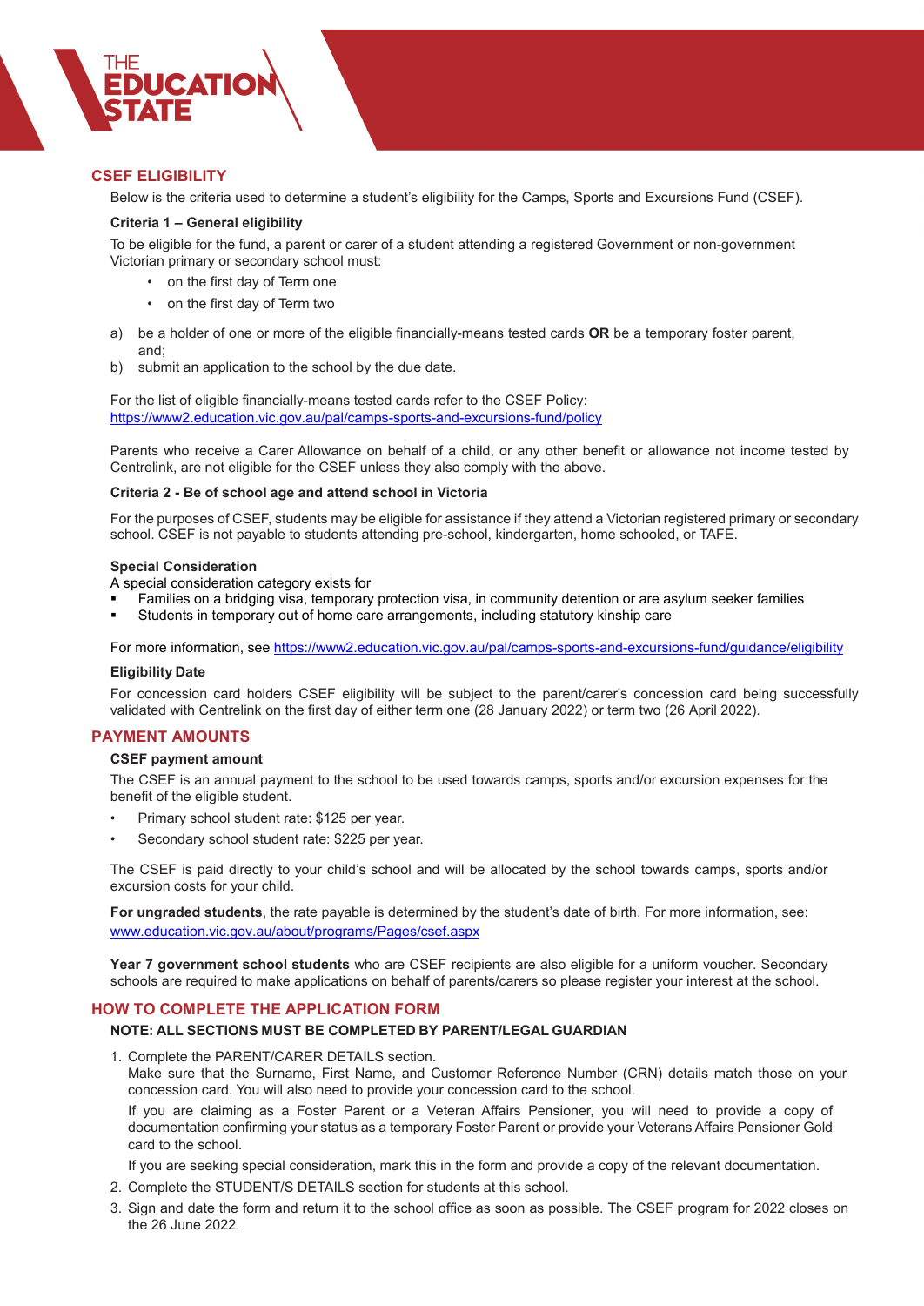## CSEF ELIGIBILITY

Below is the criteria used to determine a student's eligibility for the Camps, Sports and Excursions Fund (CSEF).

### Criteria 1 – General eligibility

To be eligible for the fund, a parent or carer of a student attending a registered Government or non-government Victorian primary or secondary school must:

- on the first day of Term one
- on the first day of Term two

a) be a holder of one or more of the eligible financially-means tested cards **OR** be a temporary foster parent, and;
b) submit an application to the school by the due date.

For the list of eligible financially-means tested cards refer to the CSEF Policy:
https://www2.education.vic.gov.au/pal/camps-sports-and-excursions-fund/policy

Parents who receive a Carer Allowance on behalf of a child, or any other benefit or allowance not income tested by Centrelink, are not eligible for the CSEF unless they also comply with the above.

### Criteria 2 - Be of school age and attend school in Victoria

For the purposes of CSEF, students may be eligible for assistance if they attend a Victorian registered primary or secondary school. CSEF is not payable to students attending pre-school, kindergarten, home schooled, or TAFE.

**Special Consideration**
A special consideration category exists for

- Families on a bridging visa, temporary protection visa, in community detention or are asylum seeker families
- Students in temporary out of home care arrangements, including statutory kinship care

For more information, see https://www2.education.vic.gov.au/pal/camps-sports-and-excursions-fund/guidance/eligibility

### Eligibility Date

For concession card holders CSEF eligibility will be subject to the parent/carer's concession card being successfully validated with Centrelink on the first day of either term one (28 January 2022) or term two (26 April 2022).

## PAYMENT AMOUNTS

### CSEF payment amount

The CSEF is an annual payment to the school to be used towards camps, sports and/or excursion expenses for the benefit of the eligible student.

- Primary school student rate: $125 per year.
- Secondary school student rate: $225 per year.

The CSEF is paid directly to your child's school and will be allocated by the school towards camps, sports and/or excursion costs for your child.

**For ungraded students**, the rate payable is determined by the student's date of birth. For more information, see: www.education.vic.gov.au/about/programs/Pages/csef.aspx

**Year 7 government school students** who are CSEF recipients are also eligible for a uniform voucher. Secondary schools are required to make applications on behalf of parents/carers so please register your interest at the school.

## HOW TO COMPLETE THE APPLICATION FORM

**NOTE: ALL SECTIONS MUST BE COMPLETED BY PARENT/LEGAL GUARDIAN**

1. Complete the PARENT/CARER DETAILS section.
   Make sure that the Surname, First Name, and Customer Reference Number (CRN) details match those on your concession card. You will also need to provide your concession card to the school.
   If you are claiming as a Foster Parent or a Veteran Affairs Pensioner, you will need to provide a copy of documentation confirming your status as a temporary Foster Parent or provide your Veterans Affairs Pensioner Gold card to the school.
   If you are seeking special consideration, mark this in the form and provide a copy of the relevant documentation.
2. Complete the STUDENT/S DETAILS section for students at this school.
3. Sign and date the form and return it to the school office as soon as possible. The CSEF program for 2022 closes on the 26 June 2022.